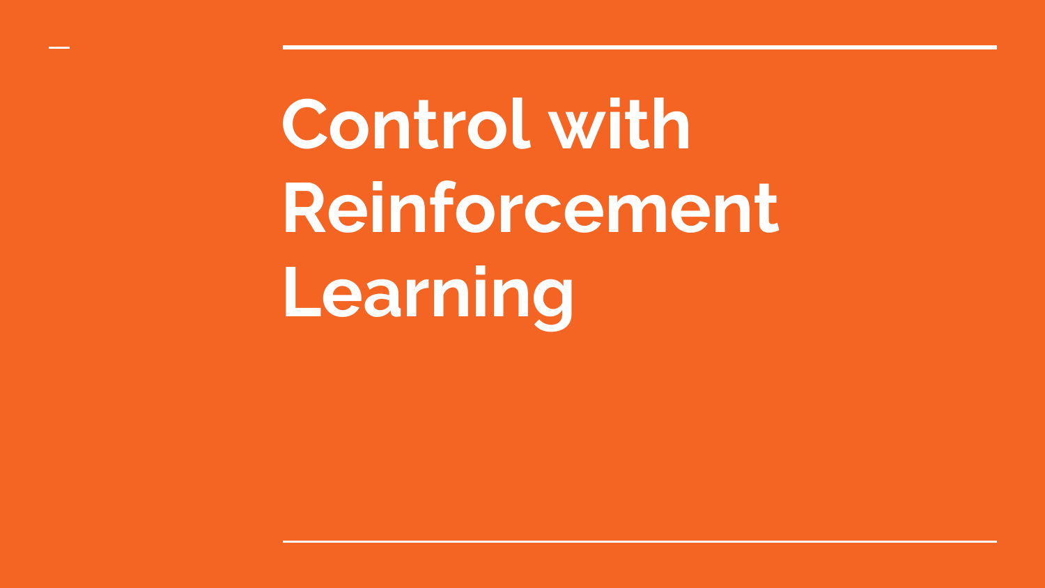# Control with Reinforcement Learning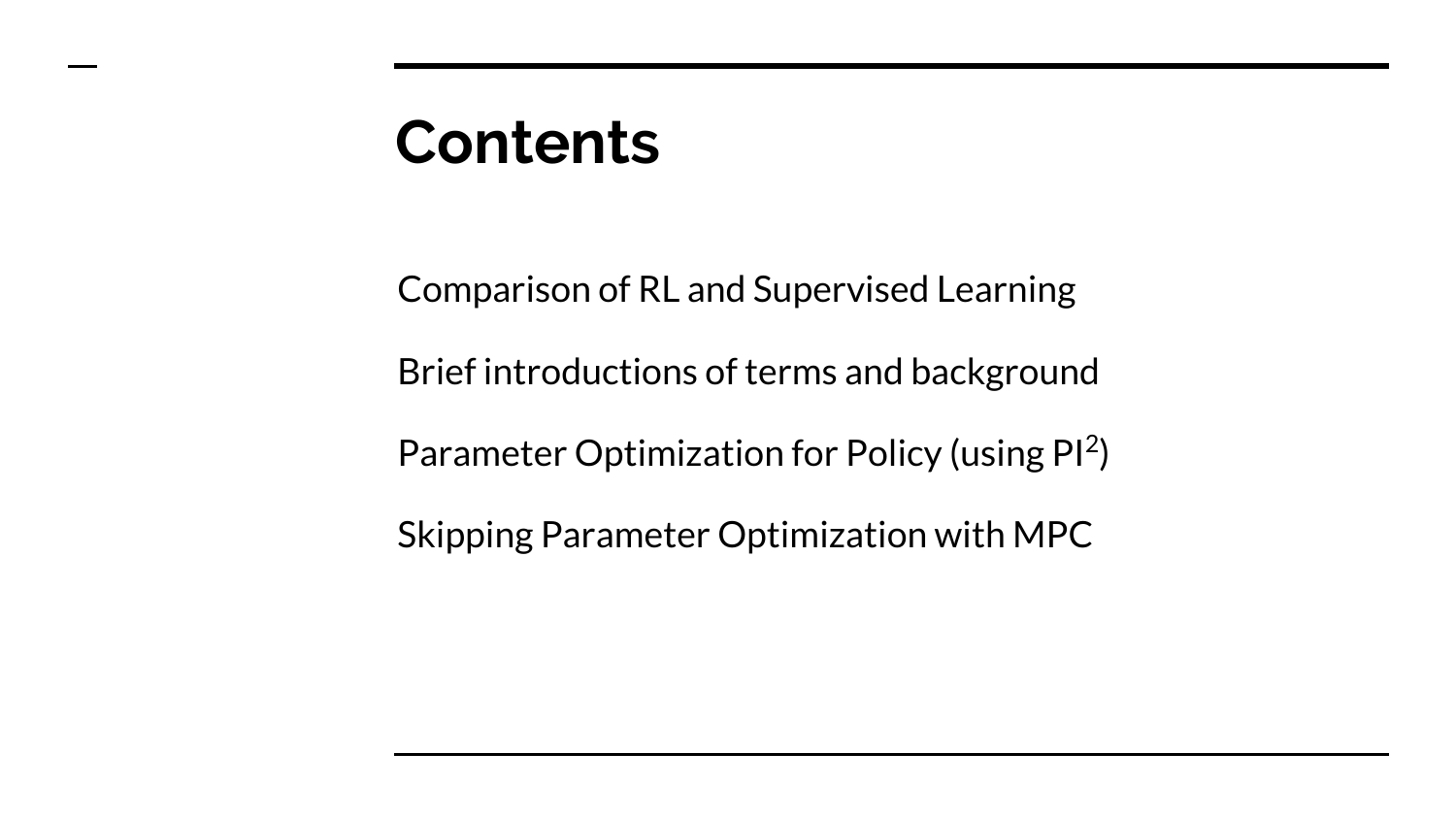# Contents

Comparison of RL and Supervised Learning

Brief introductions of terms and background

Parameter Optimization for Policy (using $PI^2$)

Skipping Parameter Optimization with MPC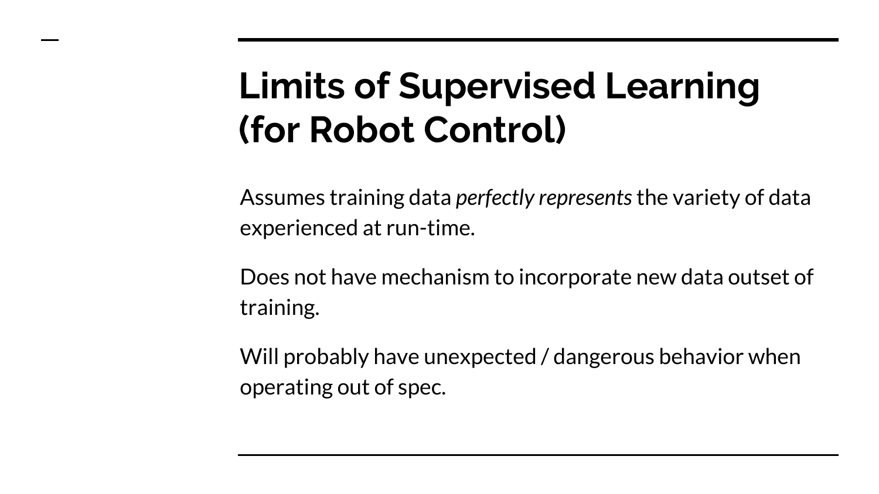# Limits of Supervised Learning (for Robot Control)

Assumes training data *perfectly represents* the variety of data experienced at run-time.

Does not have mechanism to incorporate new data outset of training.

Will probably have unexpected / dangerous behavior when operating out of spec.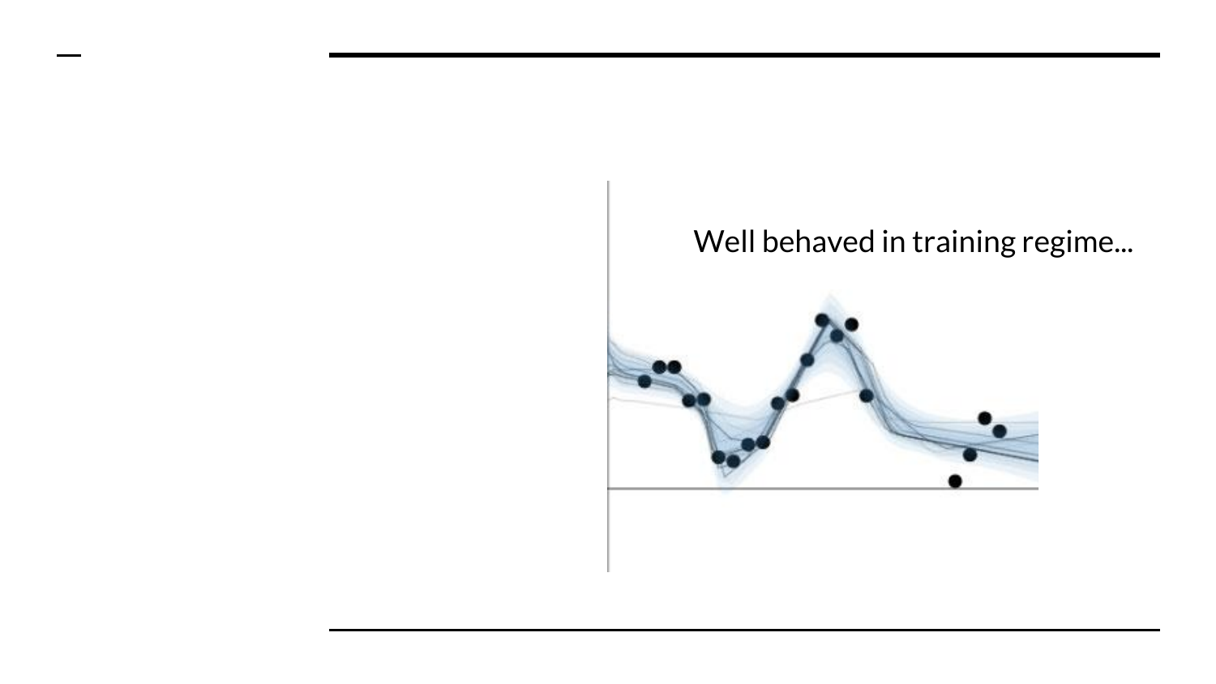Well behaved in training regime...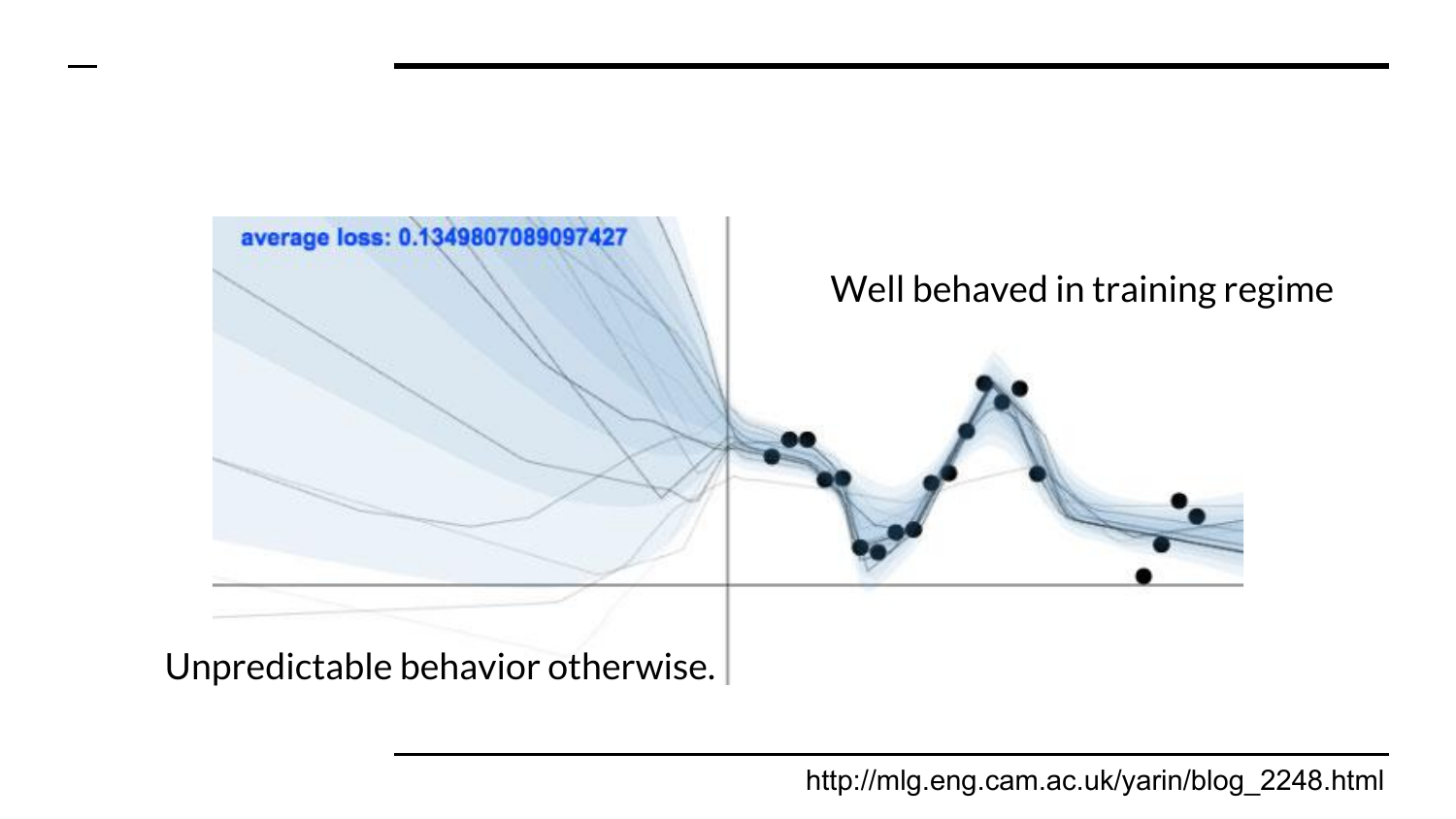average loss: 0.1349807089097427

Well behaved in training regime

Unpredictable behavior otherwise.

http://mlg.eng.cam.ac.uk/yarin/blog_2248.html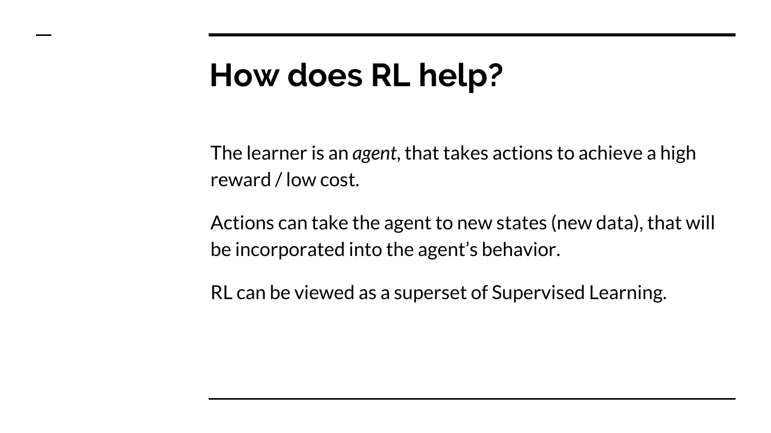# How does RL help?

The learner is an *agent*, that takes actions to achieve a high reward / low cost.

Actions can take the agent to new states (new data), that will be incorporated into the agent's behavior.

RL can be viewed as a superset of Supervised Learning.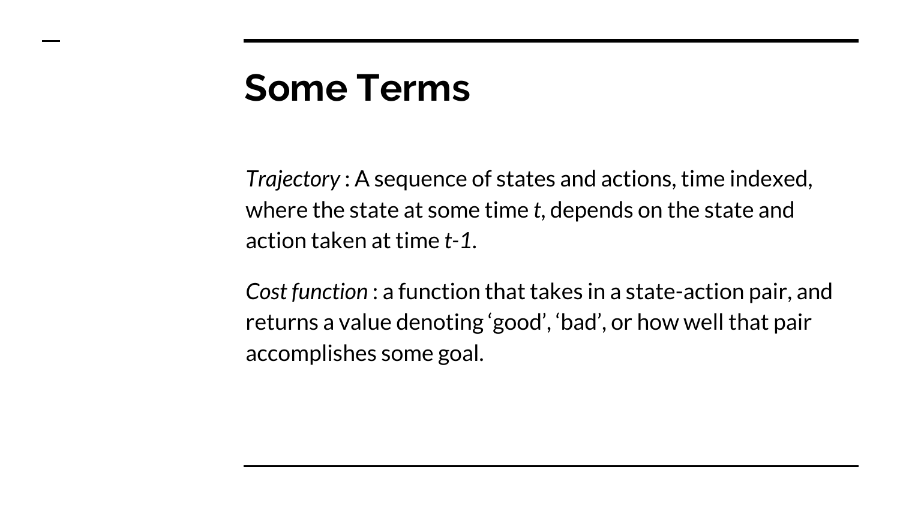# Some Terms

*Trajectory* : A sequence of states and actions, time indexed, where the state at some time $t$, depends on the state and action taken at time $t-1$.

*Cost function* : a function that takes in a state-action pair, and returns a value denoting 'good', 'bad', or how well that pair accomplishes some goal.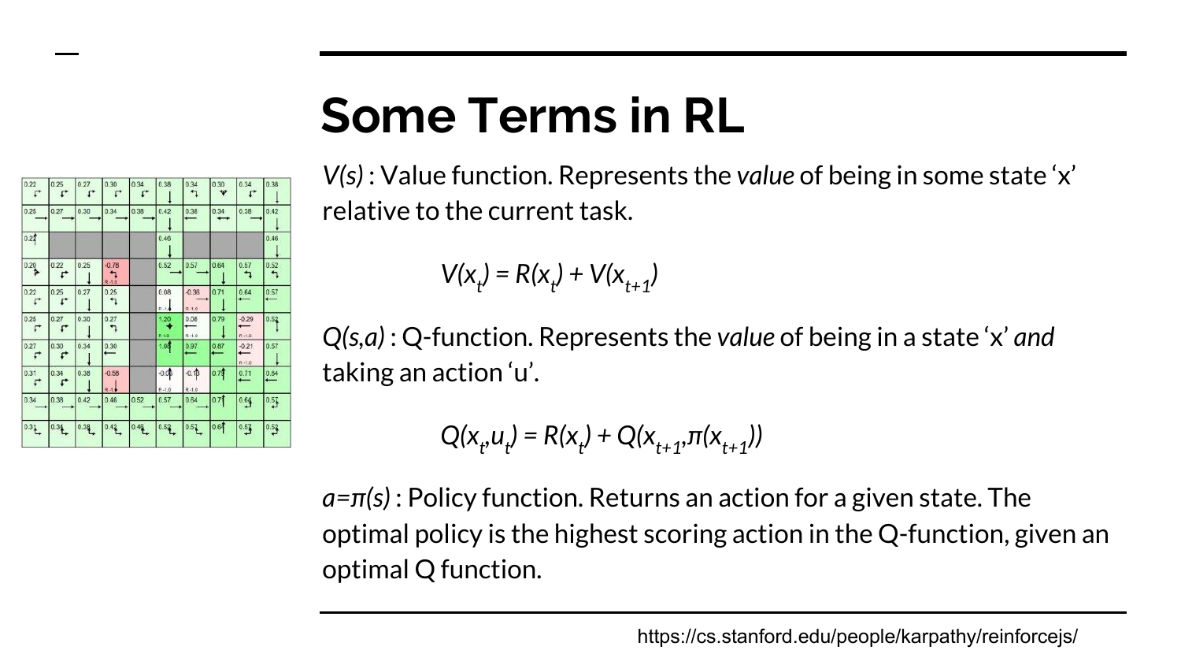# Some Terms in RL

*V(s)* : Value function. Represents the *value* of being in some state ‘x’ relative to the current task.

$$V(x_t) = R(x_t) + V(x_{t+1})$$

*Q(s,a)* : Q-function. Represents the *value* of being in a state ‘x’ *and* taking an action ‘u’.

$$Q(x_t,u_t) = R(x_t) + Q(x_{t+1},\pi(x_{t+1}))$$

*a=π(s)* : Policy function. Returns an action for a given state. The optimal policy is the highest scoring action in the Q-function, given an optimal Q function.

https://cs.stanford.edu/people/karpathy/reinforcejs/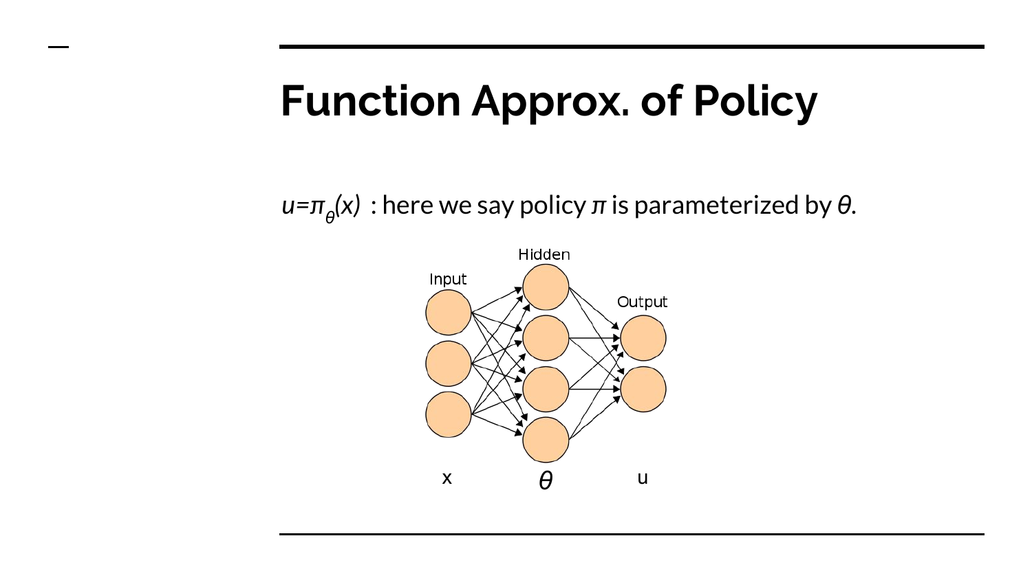# Function Approx. of Policy

$u=\pi_\theta(x)$ : here we say policy $\pi$ is parameterized by $\theta$.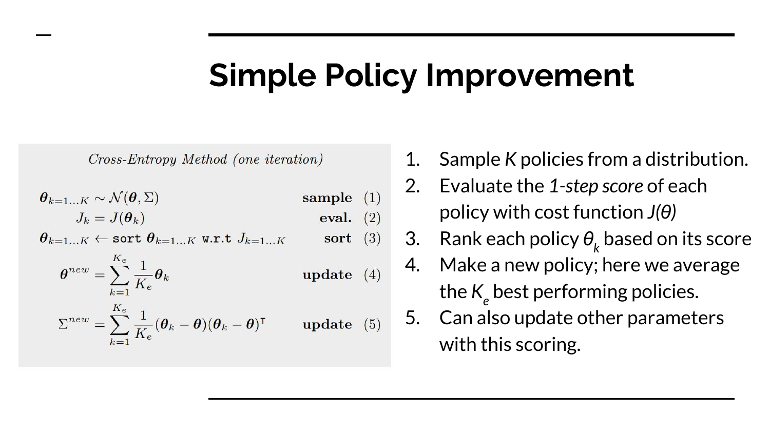# Simple Policy Improvement

*Cross-Entropy Method (one iteration)*

$$\boldsymbol{\theta}_{k=1\ldots K} \sim \mathcal{N}(\boldsymbol{\theta}, \Sigma) \qquad \textbf{sample} \quad (1)$$

$$J_k = J(\boldsymbol{\theta}_k) \qquad \textbf{eval.} \quad (2)$$

$$\boldsymbol{\theta}_{k=1\ldots K} \leftarrow \texttt{sort } \boldsymbol{\theta}_{k=1\ldots K} \texttt{ w.r.t } J_{k=1\ldots K} \qquad \textbf{sort} \quad (3)$$

$$\boldsymbol{\theta}^{new} = \sum_{k=1}^{K_e} \frac{1}{K_e} \boldsymbol{\theta}_k \qquad \textbf{update} \quad (4)$$

$$\Sigma^{new} = \sum_{k=1}^{K_e} \frac{1}{K_e} (\boldsymbol{\theta}_k - \boldsymbol{\theta})(\boldsymbol{\theta}_k - \boldsymbol{\theta})^\intercal \qquad \textbf{update} \quad (5)$$

1. Sample *K* policies from a distribution.
2. Evaluate the *1-step score* of each policy with cost function *J(θ)*
3. Rank each policy $\theta_k$ based on its score
4. Make a new policy; here we average the $K_e$ best performing policies.
5. Can also update other parameters with this scoring.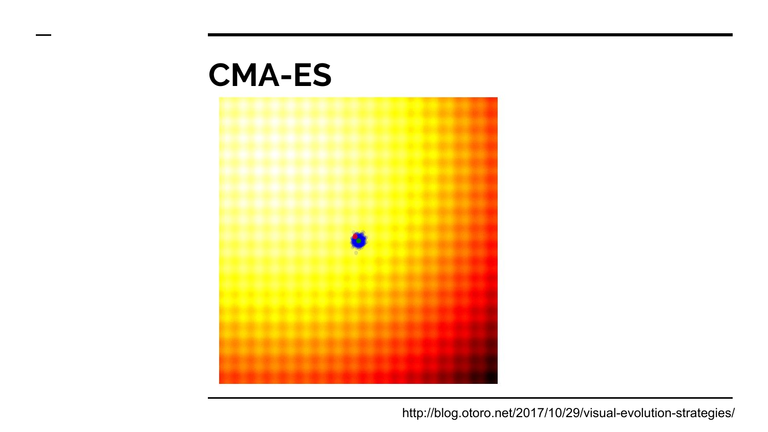# CMA-ES

http://blog.otoro.net/2017/10/29/visual-evolution-strategies/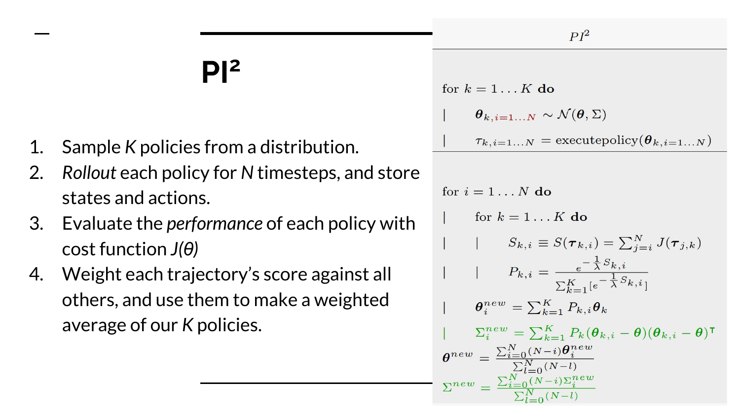# PI²

1. Sample *K* policies from a distribution.
2. *Rollout* each policy for *N* timesteps, and store states and actions.
3. Evaluate the *performance* of each policy with cost function *J(θ)*
4. Weight each trajectory's score against all others, and use them to make a weighted average of our *K* policies.

$PI^2$

for $k = 1 \ldots K$ **do**

| $\boldsymbol{\theta}_{k,i=1\ldots N} \sim \mathcal{N}(\boldsymbol{\theta}, \Sigma)$

| $\tau_{k,i=1\ldots N} = \text{executepolicy}(\boldsymbol{\theta}_{k,i=1\ldots N})$

for $i = 1 \ldots N$ **do**

| for $k = 1 \ldots K$ **do**

| | $S_{k,i} \equiv S(\boldsymbol{\tau}_{k,i}) = \sum_{j=i}^{N} J(\boldsymbol{\tau}_{j,k})$

| | $P_{k,i} = \frac{e^{-\frac{1}{\lambda}S_{k,i}}}{\sum_{k=1}^{K}[e^{-\frac{1}{\lambda}S_{k,i}}]}$

| $\boldsymbol{\theta}_i^{new} = \sum_{k=1}^{K} P_{k,i}\boldsymbol{\theta}_k$

| $\Sigma_i^{new} = \sum_{k=1}^{K} P_k(\boldsymbol{\theta}_{k,i} - \boldsymbol{\theta})(\boldsymbol{\theta}_{k,i} - \boldsymbol{\theta})^{\intercal}$

$\boldsymbol{\theta}^{new} = \frac{\sum_{i=0}^{N}(N-i)\boldsymbol{\theta}_i^{new}}{\sum_{l=0}^{N}(N-l)}$

$\Sigma^{new} = \frac{\sum_{i=0}^{N}(N-i)\Sigma_i^{new}}{\sum_{l=0}^{N}(N-l)}$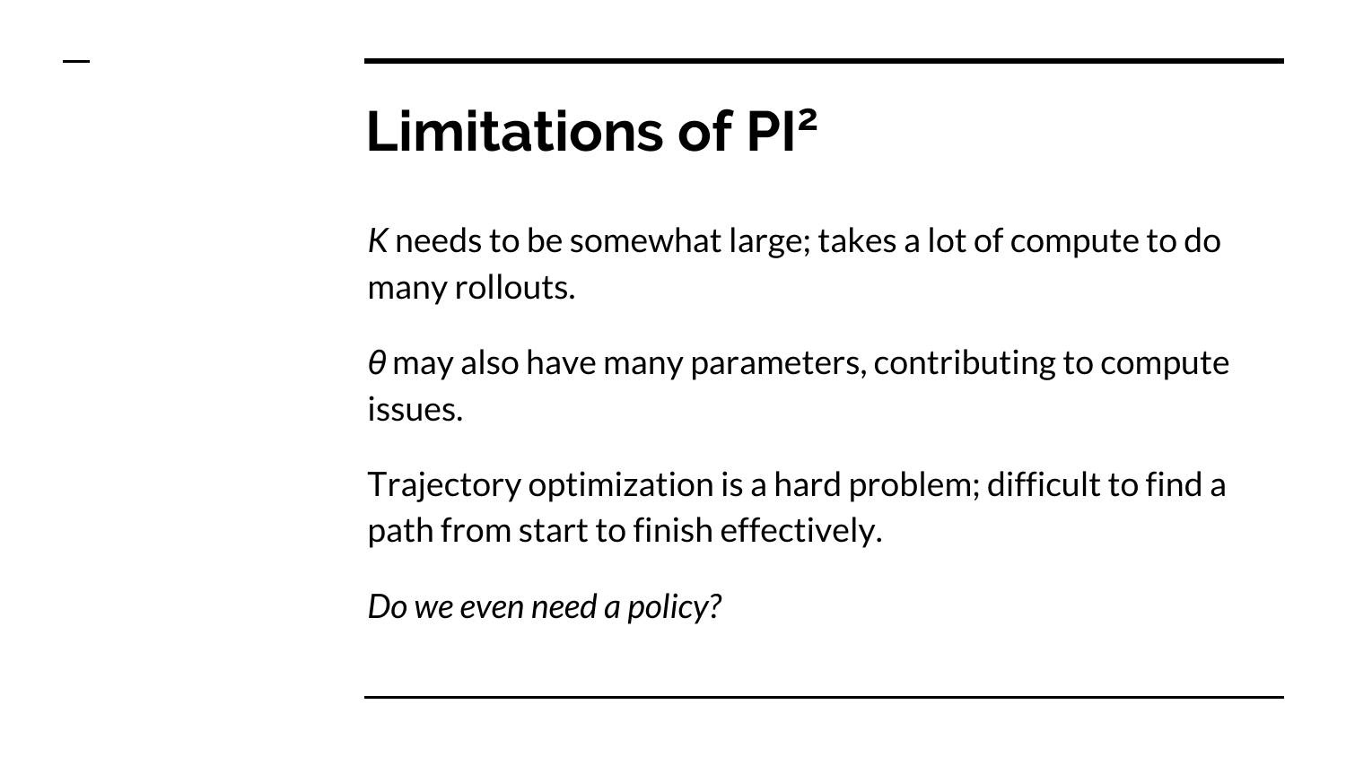# Limitations of $PI^2$

$K$ needs to be somewhat large; takes a lot of compute to do many rollouts.

$\theta$ may also have many parameters, contributing to compute issues.

Trajectory optimization is a hard problem; difficult to find a path from start to finish effectively.

*Do we even need a policy?*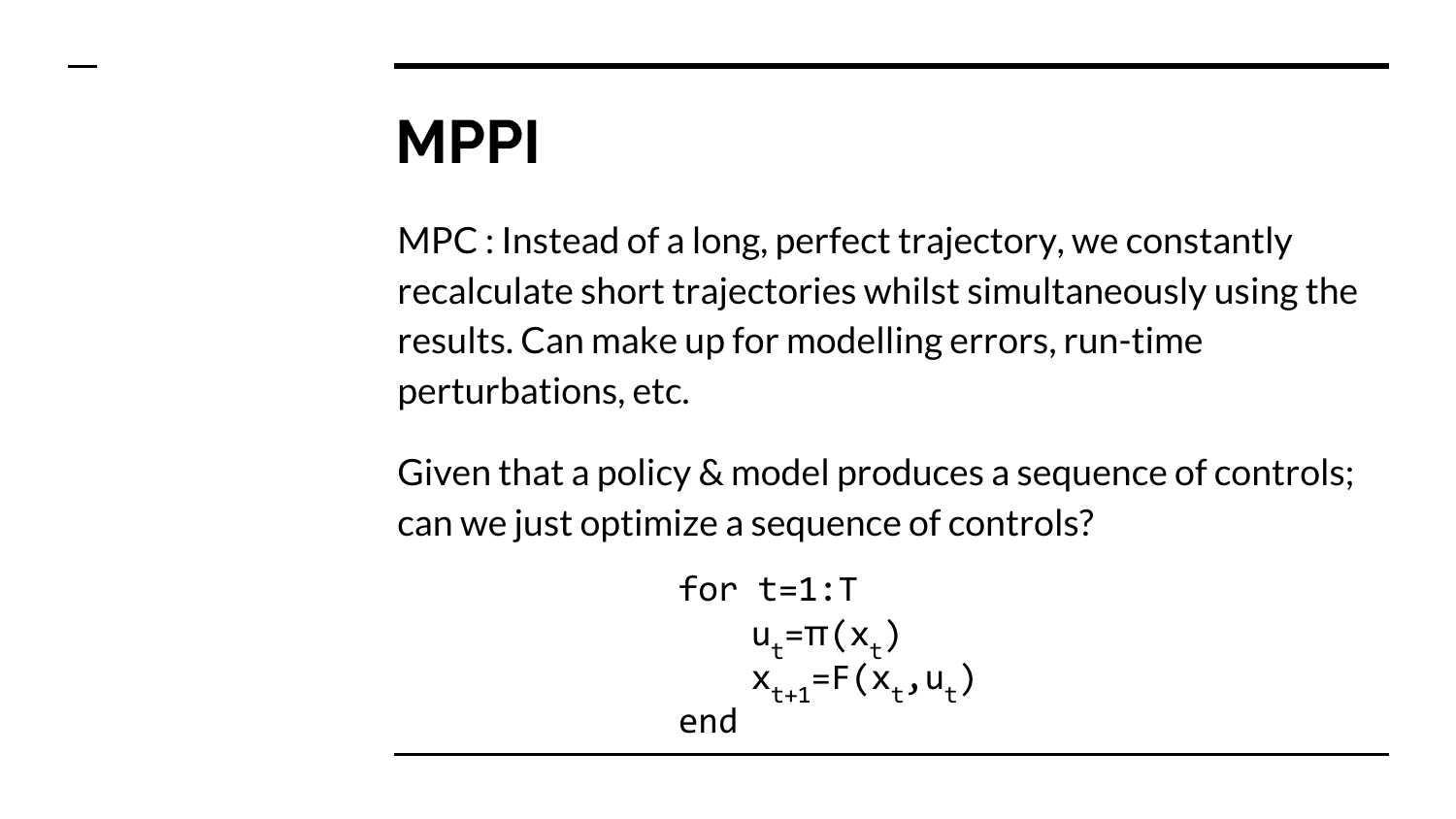# MPPI

MPC : Instead of a long, perfect trajectory, we constantly recalculate short trajectories whilst simultaneously using the results. Can make up for modelling errors, run-time perturbations, etc.

Given that a policy & model produces a sequence of controls; can we just optimize a sequence of controls?

```
for t=1:T
    u_t=π(x_t)
    x_{t+1}=F(x_t,u_t)
end
```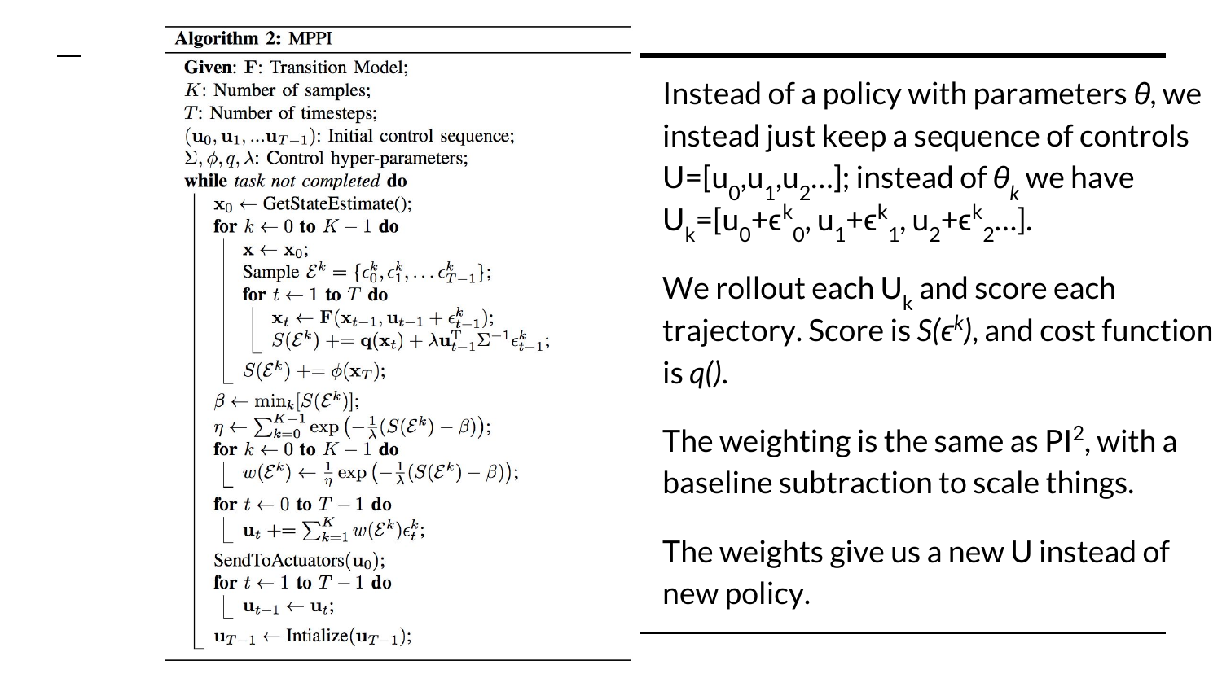**Algorithm 2:** MPPI

```
Given: F: Transition Model;
K: Number of samples;
T: Number of timesteps;
(u_0, u_1, ...u_{T-1}): Initial control sequence;
Σ, φ, q, λ: Control hyper-parameters;
while task not completed do
    x_0 ← GetStateEstimate();
    for k ← 0 to K − 1 do
        x ← x_0;
        Sample E^k = {ε^k_0, ε^k_1, ... ε^k_{T-1}};
        for t ← 1 to T do
            x_t ← F(x_{t-1}, u_{t-1} + ε^k_{t-1});
            S(E^k) += q(x_t) + λ u^T_{t-1} Σ^{-1} ε^k_{t-1};
        S(E^k) += φ(x_T);
    β ← min_k[S(E^k)];
    η ← Σ_{k=0}^{K-1} exp(−(1/λ)(S(E^k) − β));
    for k ← 0 to K − 1 do
        w(E^k) ← (1/η) exp(−(1/λ)(S(E^k) − β));
    for t ← 0 to T − 1 do
        u_t += Σ_{k=1}^{K} w(E^k) ε^k_t;
    SendToActuators(u_0);
    for t ← 1 to T − 1 do
        u_{t-1} ← u_t;
    u_{T-1} ← Intialize(u_{T-1});
```

Instead of a policy with parameters $\theta$, we instead just keep a sequence of controls $U=[u_0,u_1,u_2...]$; instead of $\theta_k$ we have $U_k=[u_0+\epsilon^k_0, u_1+\epsilon^k_1, u_2+\epsilon^k_2...]$.

We rollout each $U_k$ and score each trajectory. Score is $S(\epsilon^k)$, and cost function is $q()$.

The weighting is the same as $PI^2$, with a baseline subtraction to scale things.

The weights give us a new U instead of new policy.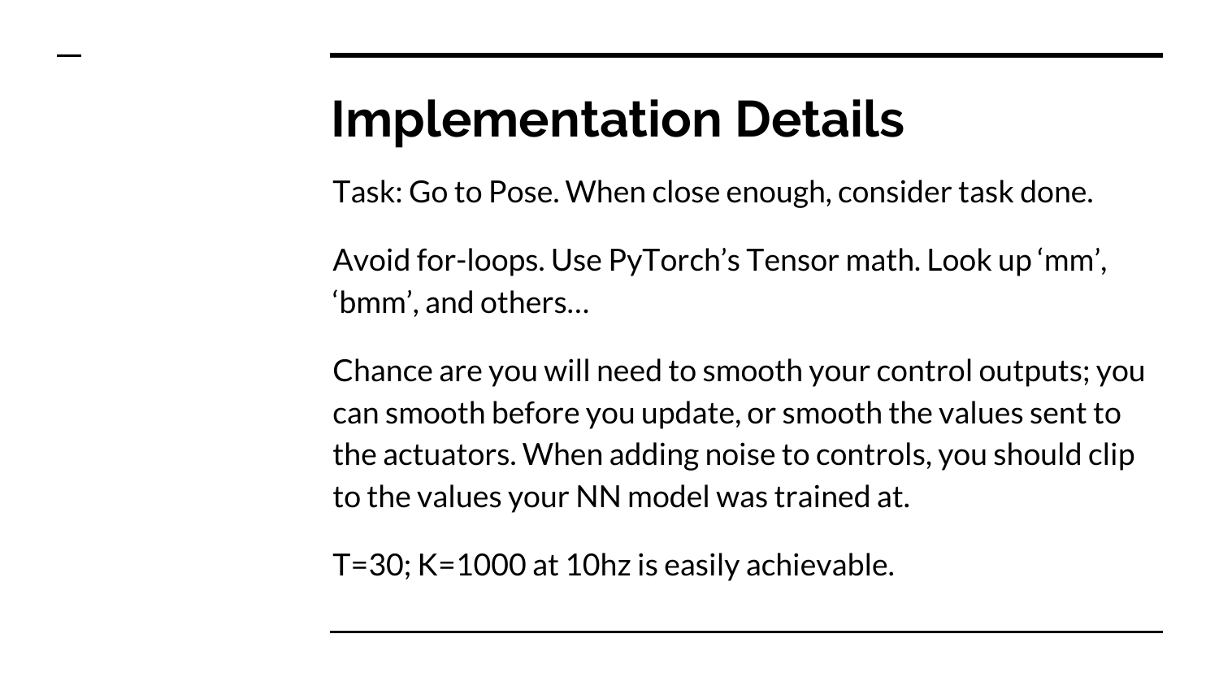# Implementation Details

Task: Go to Pose. When close enough, consider task done.

Avoid for-loops. Use PyTorch's Tensor math. Look up 'mm', 'bmm', and others…

Chance are you will need to smooth your control outputs; you can smooth before you update, or smooth the values sent to the actuators. When adding noise to controls, you should clip to the values your NN model was trained at.

T=30; K=1000 at 10hz is easily achievable.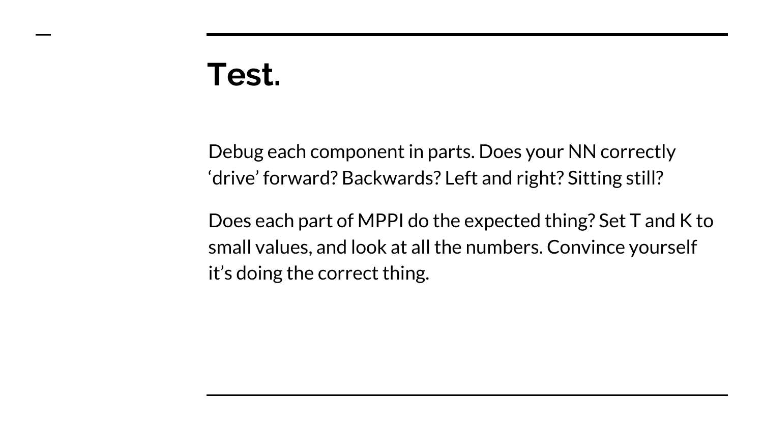# Test.

Debug each component in parts. Does your NN correctly ‘drive’ forward? Backwards? Left and right? Sitting still?

Does each part of MPPI do the expected thing? Set T and K to small values, and look at all the numbers. Convince yourself it’s doing the correct thing.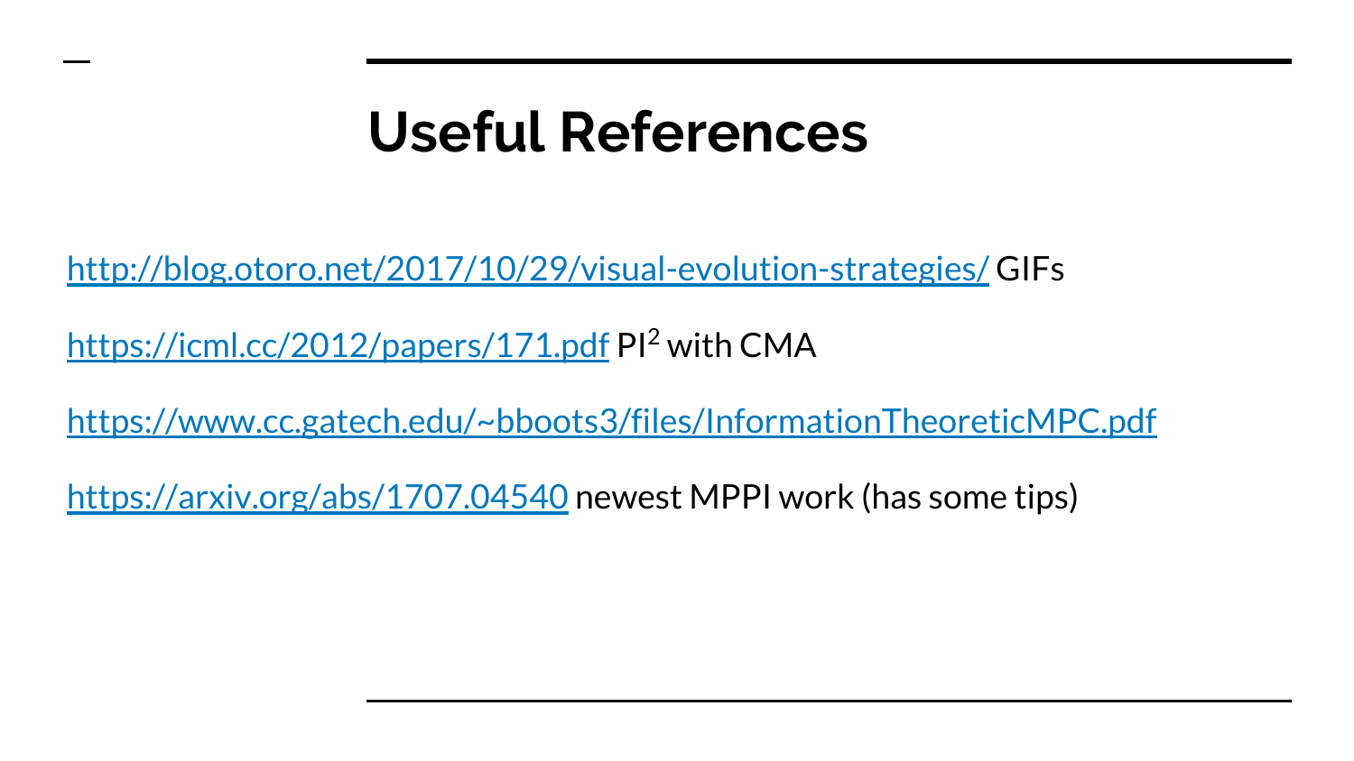# Useful References

http://blog.otoro.net/2017/10/29/visual-evolution-strategies/ GIFs

https://icml.cc/2012/papers/171.pdf $PI^2$ with CMA

https://www.cc.gatech.edu/~bboots3/files/InformationTheoreticMPC.pdf

https://arxiv.org/abs/1707.04540 newest MPPI work (has some tips)